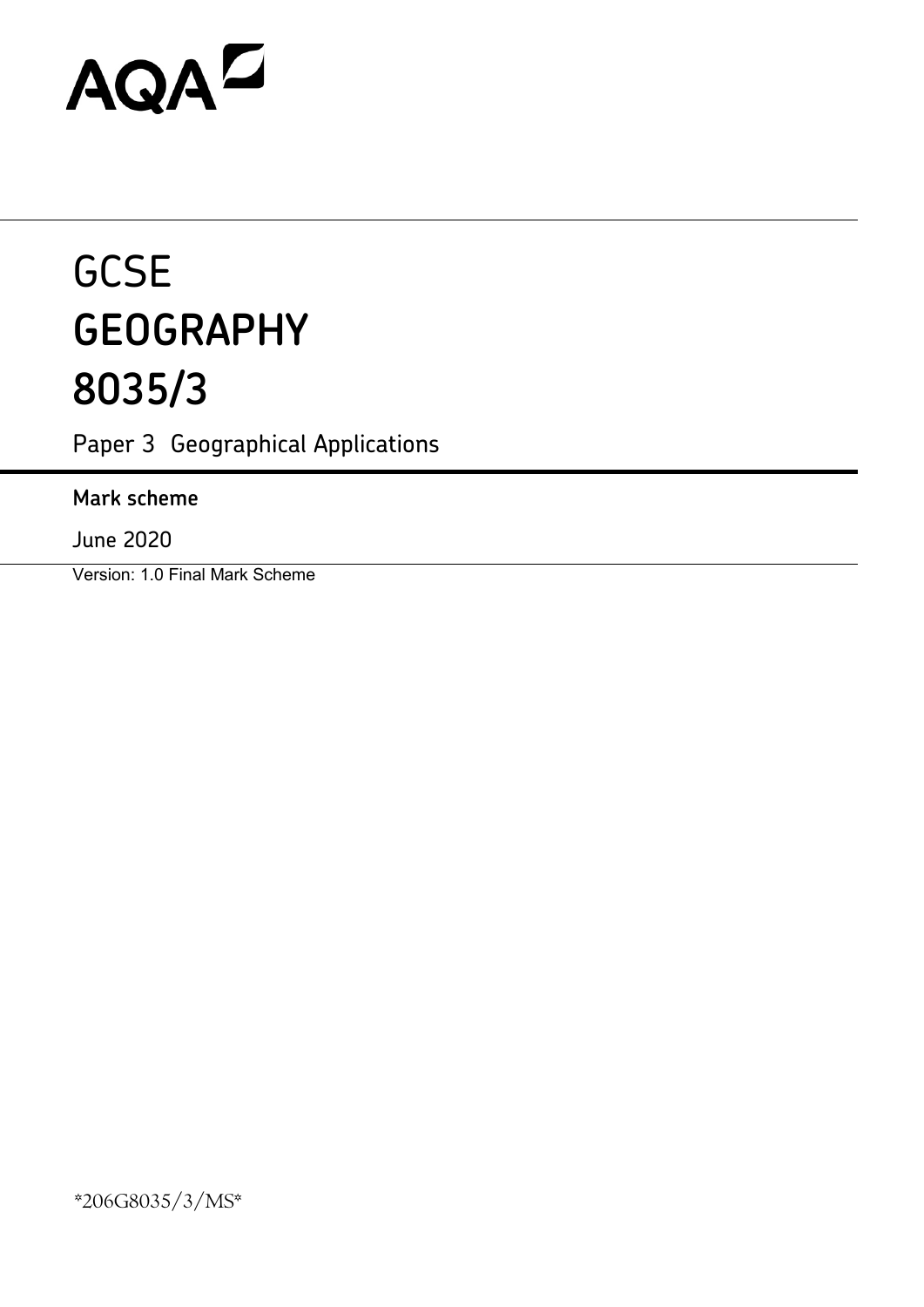AQA

# GCSE
# GEOGRAPHY
# 8035/3

Paper 3 Geographical Applications

**Mark scheme**

June 2020

Version: 1.0 Final Mark Scheme

*206G8035/3/MS*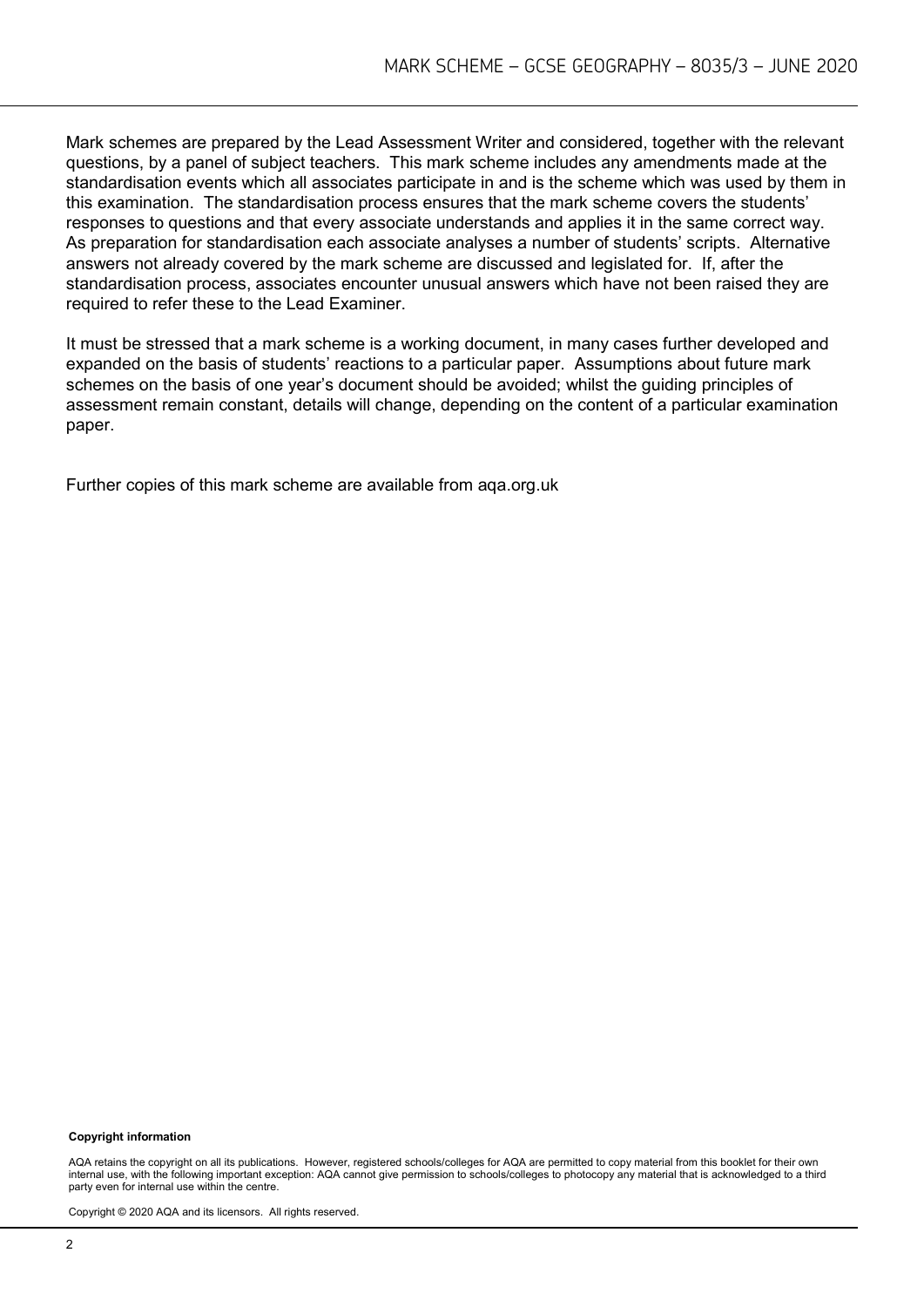Mark schemes are prepared by the Lead Assessment Writer and considered, together with the relevant questions, by a panel of subject teachers. This mark scheme includes any amendments made at the standardisation events which all associates participate in and is the scheme which was used by them in this examination. The standardisation process ensures that the mark scheme covers the students' responses to questions and that every associate understands and applies it in the same correct way. As preparation for standardisation each associate analyses a number of students' scripts. Alternative answers not already covered by the mark scheme are discussed and legislated for. If, after the standardisation process, associates encounter unusual answers which have not been raised they are required to refer these to the Lead Examiner.

It must be stressed that a mark scheme is a working document, in many cases further developed and expanded on the basis of students' reactions to a particular paper. Assumptions about future mark schemes on the basis of one year's document should be avoided; whilst the guiding principles of assessment remain constant, details will change, depending on the content of a particular examination paper.

Further copies of this mark scheme are available from aqa.org.uk

**Copyright information**

AQA retains the copyright on all its publications. However, registered schools/colleges for AQA are permitted to copy material from this booklet for their own internal use, with the following important exception: AQA cannot give permission to schools/colleges to photocopy any material that is acknowledged to a third party even for internal use within the centre.

Copyright © 2020 AQA and its licensors. All rights reserved.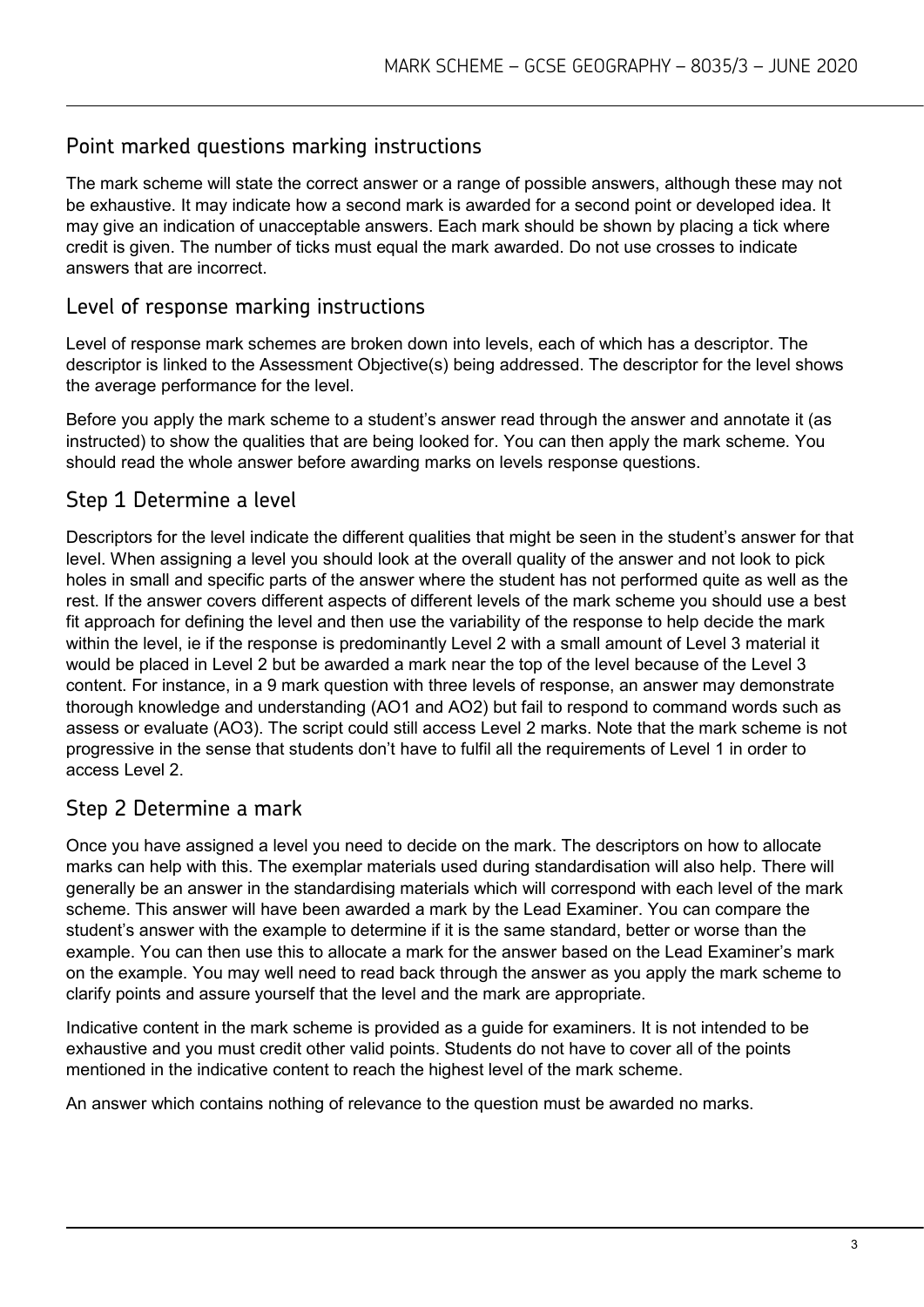## Point marked questions marking instructions

The mark scheme will state the correct answer or a range of possible answers, although these may not be exhaustive. It may indicate how a second mark is awarded for a second point or developed idea. It may give an indication of unacceptable answers. Each mark should be shown by placing a tick where credit is given. The number of ticks must equal the mark awarded. Do not use crosses to indicate answers that are incorrect.

## Level of response marking instructions

Level of response mark schemes are broken down into levels, each of which has a descriptor. The descriptor is linked to the Assessment Objective(s) being addressed. The descriptor for the level shows the average performance for the level.

Before you apply the mark scheme to a student's answer read through the answer and annotate it (as instructed) to show the qualities that are being looked for. You can then apply the mark scheme. You should read the whole answer before awarding marks on levels response questions.

## Step 1 Determine a level

Descriptors for the level indicate the different qualities that might be seen in the student's answer for that level. When assigning a level you should look at the overall quality of the answer and not look to pick holes in small and specific parts of the answer where the student has not performed quite as well as the rest. If the answer covers different aspects of different levels of the mark scheme you should use a best fit approach for defining the level and then use the variability of the response to help decide the mark within the level, ie if the response is predominantly Level 2 with a small amount of Level 3 material it would be placed in Level 2 but be awarded a mark near the top of the level because of the Level 3 content. For instance, in a 9 mark question with three levels of response, an answer may demonstrate thorough knowledge and understanding (AO1 and AO2) but fail to respond to command words such as assess or evaluate (AO3). The script could still access Level 2 marks. Note that the mark scheme is not progressive in the sense that students don't have to fulfil all the requirements of Level 1 in order to access Level 2.

## Step 2 Determine a mark

Once you have assigned a level you need to decide on the mark. The descriptors on how to allocate marks can help with this. The exemplar materials used during standardisation will also help. There will generally be an answer in the standardising materials which will correspond with each level of the mark scheme. This answer will have been awarded a mark by the Lead Examiner. You can compare the student's answer with the example to determine if it is the same standard, better or worse than the example. You can then use this to allocate a mark for the answer based on the Lead Examiner's mark on the example. You may well need to read back through the answer as you apply the mark scheme to clarify points and assure yourself that the level and the mark are appropriate.

Indicative content in the mark scheme is provided as a guide for examiners. It is not intended to be exhaustive and you must credit other valid points. Students do not have to cover all of the points mentioned in the indicative content to reach the highest level of the mark scheme.

An answer which contains nothing of relevance to the question must be awarded no marks.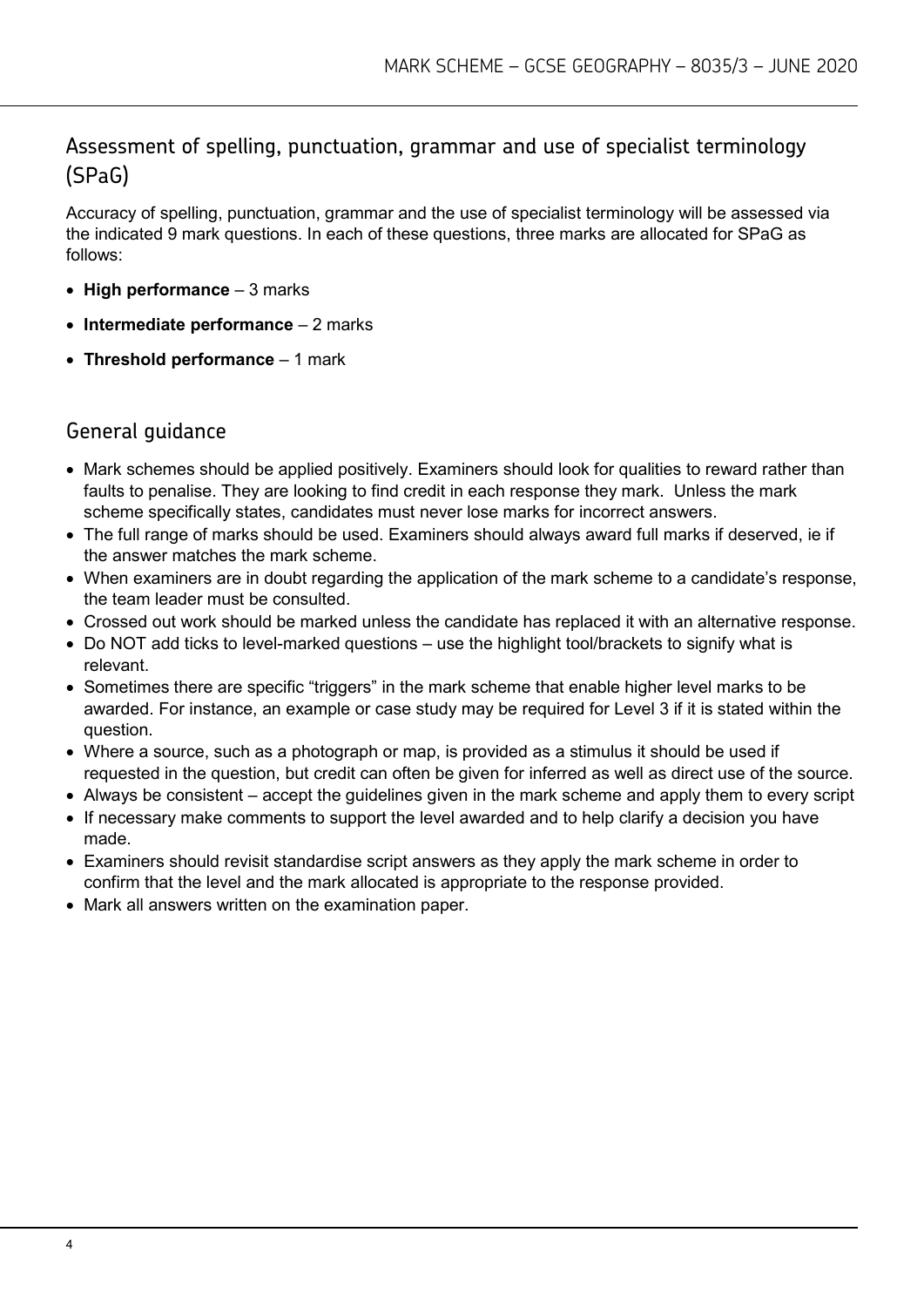## Assessment of spelling, punctuation, grammar and use of specialist terminology (SPaG)

Accuracy of spelling, punctuation, grammar and the use of specialist terminology will be assessed via the indicated 9 mark questions. In each of these questions, three marks are allocated for SPaG as follows:

- **High performance** – 3 marks
- **Intermediate performance** – 2 marks
- **Threshold performance** – 1 mark

## General guidance

- Mark schemes should be applied positively. Examiners should look for qualities to reward rather than faults to penalise. They are looking to find credit in each response they mark. Unless the mark scheme specifically states, candidates must never lose marks for incorrect answers.
- The full range of marks should be used. Examiners should always award full marks if deserved, ie if the answer matches the mark scheme.
- When examiners are in doubt regarding the application of the mark scheme to a candidate's response, the team leader must be consulted.
- Crossed out work should be marked unless the candidate has replaced it with an alternative response.
- Do NOT add ticks to level-marked questions – use the highlight tool/brackets to signify what is relevant.
- Sometimes there are specific "triggers" in the mark scheme that enable higher level marks to be awarded. For instance, an example or case study may be required for Level 3 if it is stated within the question.
- Where a source, such as a photograph or map, is provided as a stimulus it should be used if requested in the question, but credit can often be given for inferred as well as direct use of the source.
- Always be consistent – accept the guidelines given in the mark scheme and apply them to every script
- If necessary make comments to support the level awarded and to help clarify a decision you have made.
- Examiners should revisit standardise script answers as they apply the mark scheme in order to confirm that the level and the mark allocated is appropriate to the response provided.
- Mark all answers written on the examination paper.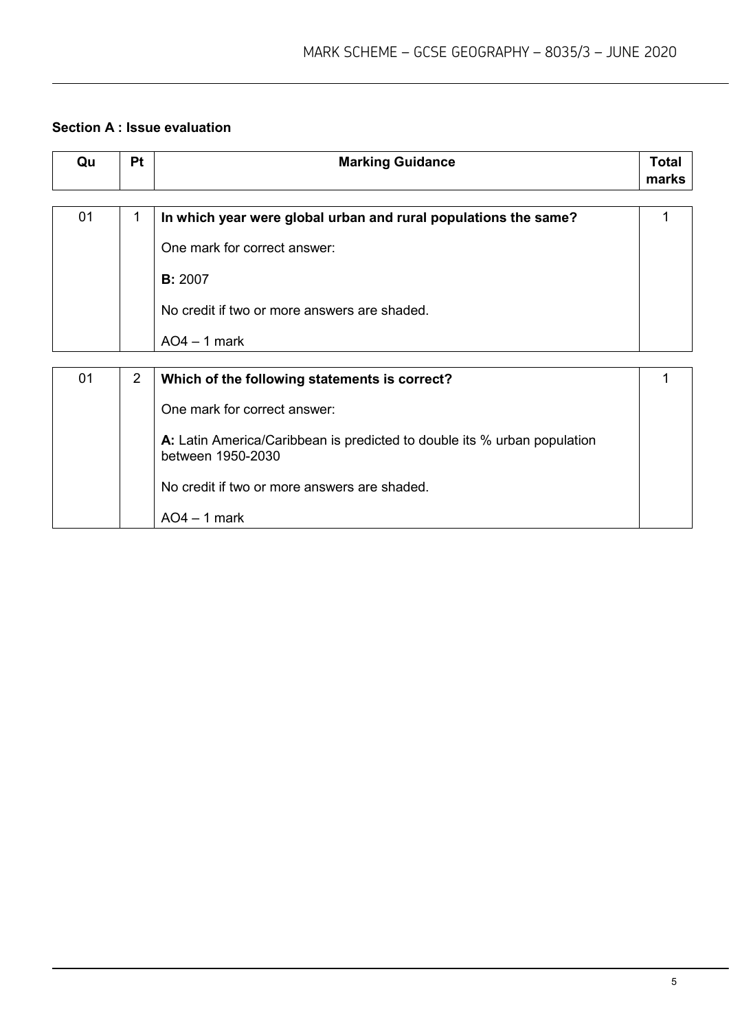## Section A : Issue evaluation

| Qu | Pt | Marking Guidance | Total marks |
|---|---|---|---|
| 01 | 1 | **In which year were global urban and rural populations the same?**<br><br>One mark for correct answer:<br><br>**B:** 2007<br><br>No credit if two or more answers are shaded.<br><br>AO4 – 1 mark | 1 |
| 01 | 2 | **Which of the following statements is correct?**<br><br>One mark for correct answer:<br><br>**A:** Latin America/Caribbean is predicted to double its % urban population between 1950-2030<br><br>No credit if two or more answers are shaded.<br><br>AO4 – 1 mark | 1 |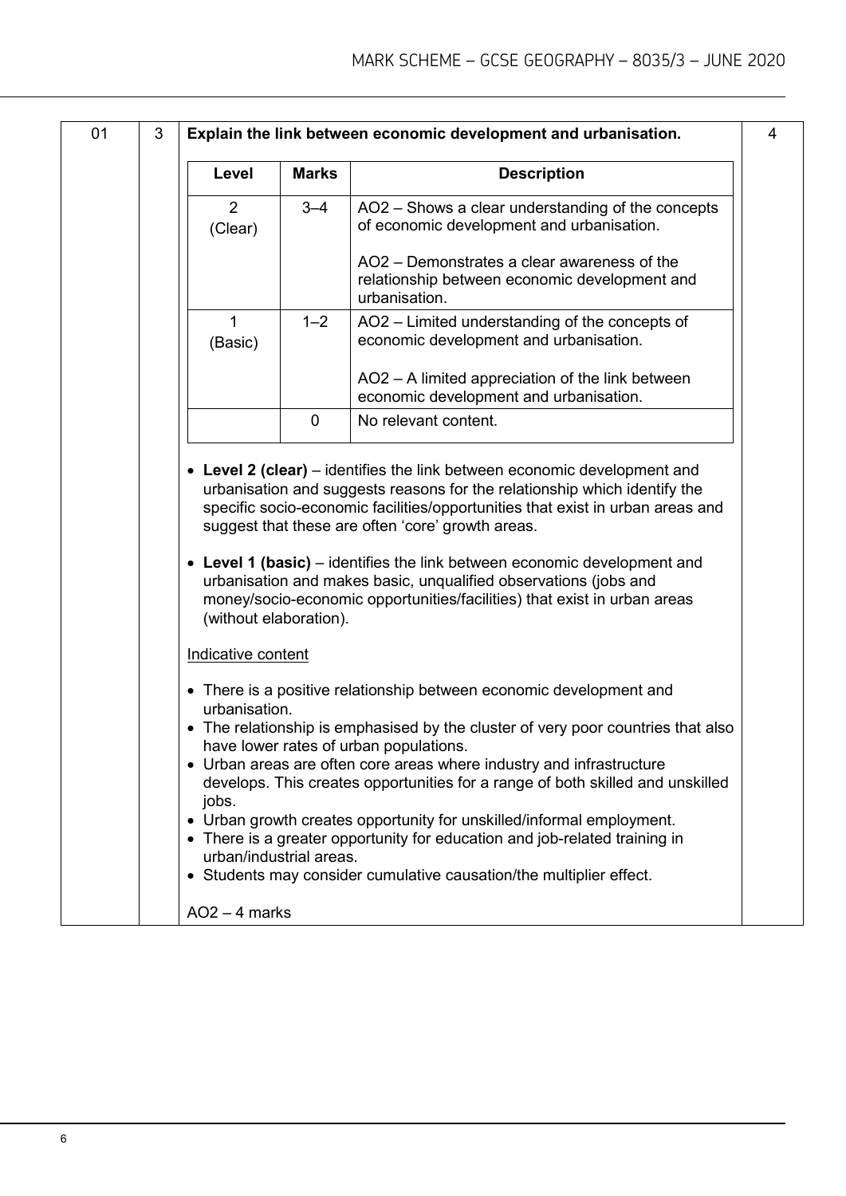| 01 | 3 | **Explain the link between economic development and urbanisation.** | 4 |
|---|---|---|---|

| Level | Marks | Description |
|---|---|---|
| 2 (Clear) | 3–4 | AO2 – Shows a clear understanding of the concepts of economic development and urbanisation.<br><br>AO2 – Demonstrates a clear awareness of the relationship between economic development and urbanisation. |
| 1 (Basic) | 1–2 | AO2 – Limited understanding of the concepts of economic development and urbanisation.<br><br>AO2 – A limited appreciation of the link between economic development and urbanisation. |
| | 0 | No relevant content. |

- **Level 2 (clear)** – identifies the link between economic development and urbanisation and suggests reasons for the relationship which identify the specific socio-economic facilities/opportunities that exist in urban areas and suggest that these are often 'core' growth areas.
- **Level 1 (basic)** – identifies the link between economic development and urbanisation and makes basic, unqualified observations (jobs and money/socio-economic opportunities/facilities) that exist in urban areas (without elaboration).

Indicative content

- There is a positive relationship between economic development and urbanisation.
- The relationship is emphasised by the cluster of very poor countries that also have lower rates of urban populations.
- Urban areas are often core areas where industry and infrastructure develops. This creates opportunities for a range of both skilled and unskilled jobs.
- Urban growth creates opportunity for unskilled/informal employment.
- There is a greater opportunity for education and job-related training in urban/industrial areas.
- Students may consider cumulative causation/the multiplier effect.

AO2 – 4 marks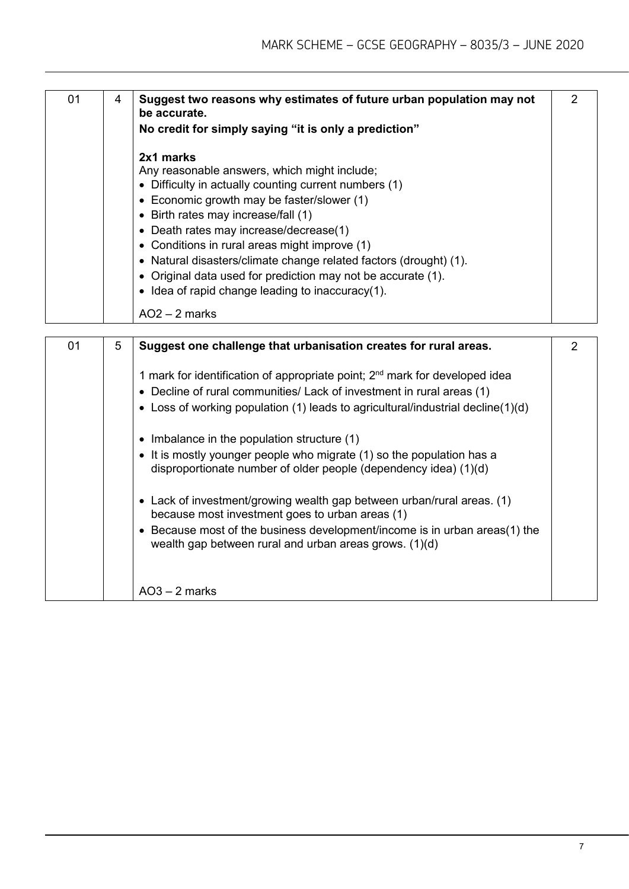| | | | |
|---|---|---|---|
| 01 | 4 | **Suggest two reasons why estimates of future urban population may not be accurate.**<br>**No credit for simply saying "it is only a prediction"**<br><br>**2x1 marks**<br>Any reasonable answers, which might include;<br>• Difficulty in actually counting current numbers (1)<br>• Economic growth may be faster/slower (1)<br>• Birth rates may increase/fall (1)<br>• Death rates may increase/decrease(1)<br>• Conditions in rural areas might improve (1)<br>• Natural disasters/climate change related factors (drought) (1).<br>• Original data used for prediction may not be accurate (1).<br>• Idea of rapid change leading to inaccuracy(1).<br><br>AO2 – 2 marks | 2 |

| | | | |
|---|---|---|---|
| 01 | 5 | **Suggest one challenge that urbanisation creates for rural areas.**<br><br>1 mark for identification of appropriate point; 2nd mark for developed idea<br>• Decline of rural communities/ Lack of investment in rural areas (1)<br>• Loss of working population (1) leads to agricultural/industrial decline(1)(d)<br><br>• Imbalance in the population structure (1)<br>• It is mostly younger people who migrate (1) so the population has a disproportionate number of older people (dependency idea) (1)(d)<br><br>• Lack of investment/growing wealth gap between urban/rural areas. (1) because most investment goes to urban areas (1)<br>• Because most of the business development/income is in urban areas(1) the wealth gap between rural and urban areas grows. (1)(d)<br><br>AO3 – 2 marks | 2 |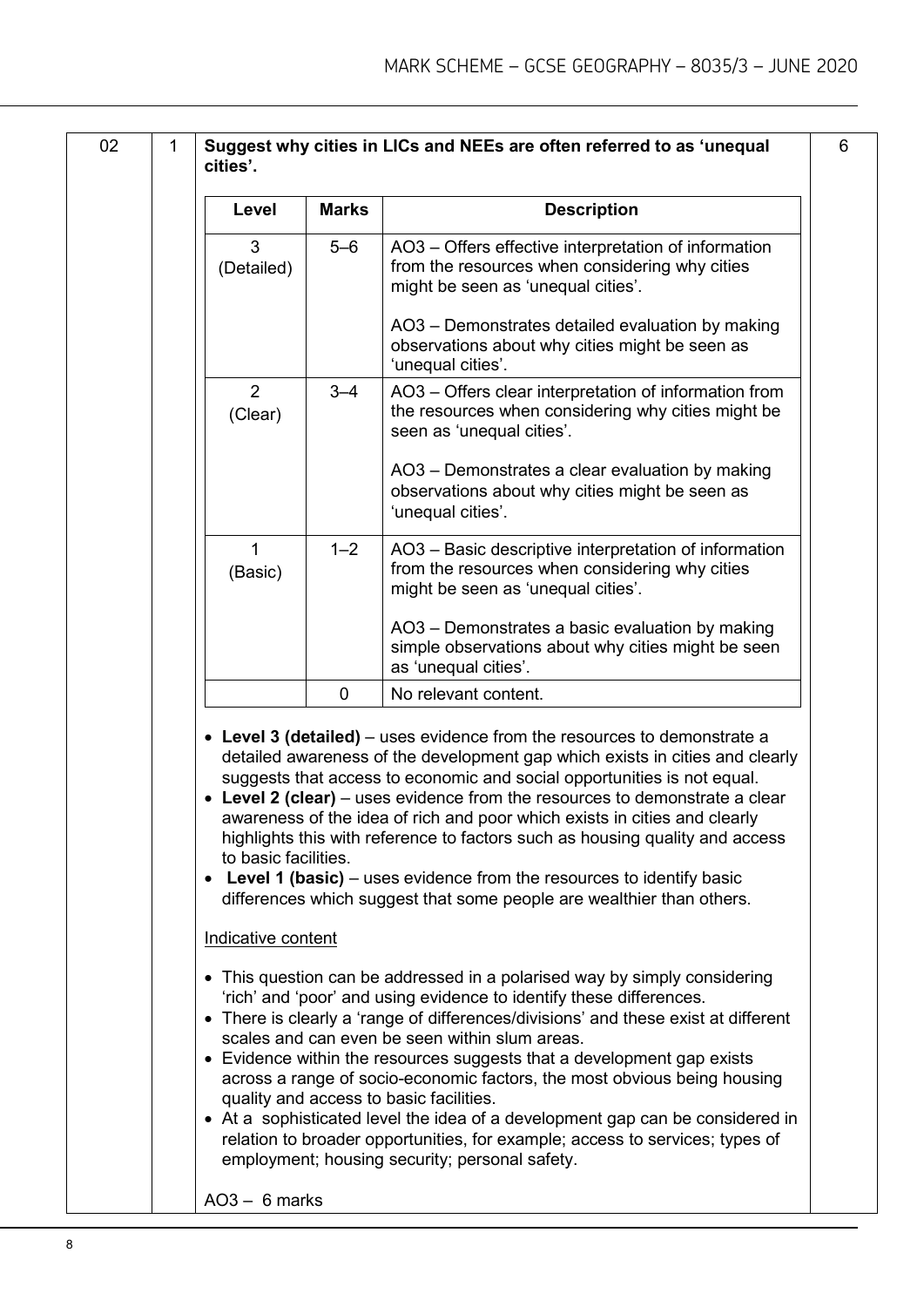| 02 | 1 | Suggest why cities in LICs and NEEs are often referred to as 'unequal cities'. | 6 |
|---|---|---|---|

**02 1 Suggest why cities in LICs and NEEs are often referred to as 'unequal cities'.** — 6 marks

| Level | Marks | Description |
|---|---|---|
| 3 (Detailed) | 5–6 | AO3 – Offers effective interpretation of information from the resources when considering why cities might be seen as 'unequal cities'.<br><br>AO3 – Demonstrates detailed evaluation by making observations about why cities might be seen as 'unequal cities'. |
| 2 (Clear) | 3–4 | AO3 – Offers clear interpretation of information from the resources when considering why cities might be seen as 'unequal cities'.<br><br>AO3 – Demonstrates a clear evaluation by making observations about why cities might be seen as 'unequal cities'. |
| 1 (Basic) | 1–2 | AO3 – Basic descriptive interpretation of information from the resources when considering why cities might be seen as 'unequal cities'.<br><br>AO3 – Demonstrates a basic evaluation by making simple observations about why cities might be seen as 'unequal cities'. |
| | 0 | No relevant content. |

- **Level 3 (detailed)** – uses evidence from the resources to demonstrate a detailed awareness of the development gap which exists in cities and clearly suggests that access to economic and social opportunities is not equal.
- **Level 2 (clear)** – uses evidence from the resources to demonstrate a clear awareness of the idea of rich and poor which exists in cities and clearly highlights this with reference to factors such as housing quality and access to basic facilities.
- **Level 1 (basic)** – uses evidence from the resources to identify basic differences which suggest that some people are wealthier than others.

Indicative content

- This question can be addressed in a polarised way by simply considering 'rich' and 'poor' and using evidence to identify these differences.
- There is clearly a 'range of differences/divisions' and these exist at different scales and can even be seen within slum areas.
- Evidence within the resources suggests that a development gap exists across a range of socio-economic factors, the most obvious being housing quality and access to basic facilities.
- At a sophisticated level the idea of a development gap can be considered in relation to broader opportunities, for example; access to services; types of employment; housing security; personal safety.

AO3 – 6 marks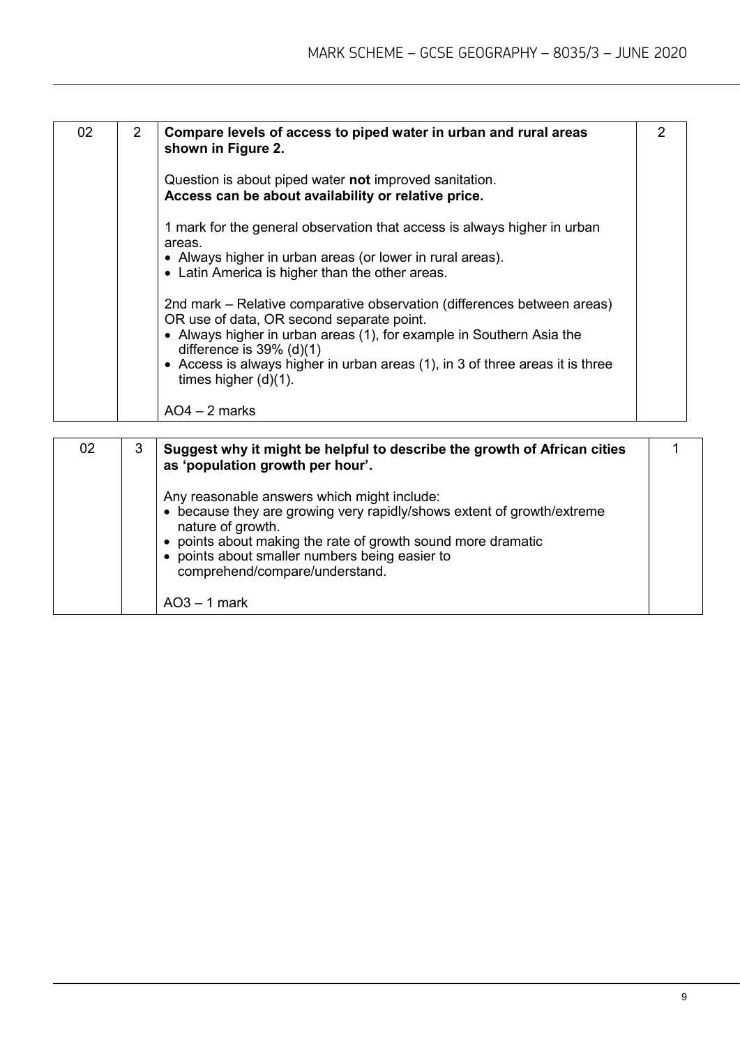| 02 | 2 | **Compare levels of access to piped water in urban and rural areas shown in Figure 2.**<br><br>Question is about piped water **not** improved sanitation.<br>**Access can be about availability or relative price.**<br><br>1 mark for the general observation that access is always higher in urban areas.<br>• Always higher in urban areas (or lower in rural areas).<br>• Latin America is higher than the other areas.<br><br>2nd mark – Relative comparative observation (differences between areas) OR use of data, OR second separate point.<br>• Always higher in urban areas (1), for example in Southern Asia the difference is 39% (d)(1)<br>• Access is always higher in urban areas (1), in 3 of three areas it is three times higher (d)(1).<br><br>AO4 – 2 marks | 2 |
|---|---|---|---|

| 02 | 3 | **Suggest why it might be helpful to describe the growth of African cities as 'population growth per hour'.**<br><br>Any reasonable answers which might include:<br>• because they are growing very rapidly/shows extent of growth/extreme nature of growth.<br>• points about making the rate of growth sound more dramatic<br>• points about smaller numbers being easier to comprehend/compare/understand.<br><br>AO3 – 1 mark | 1 |
|---|---|---|---|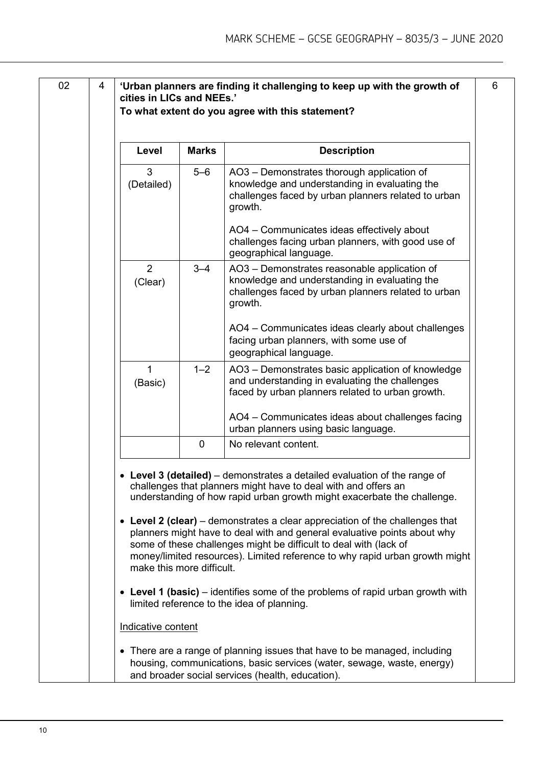| 02 | 4 | 'Urban planners are finding it challenging to keep up with the growth of cities in LICs and NEEs.' To what extent do you agree with this statement? | 6 |
|---|---|---|---|

**'Urban planners are finding it challenging to keep up with the growth of cities in LICs and NEEs.'**
**To what extent do you agree with this statement?**

| Level | Marks | Description |
|---|---|---|
| 3 (Detailed) | 5–6 | AO3 – Demonstrates thorough application of knowledge and understanding in evaluating the challenges faced by urban planners related to urban growth. AO4 – Communicates ideas effectively about challenges facing urban planners, with good use of geographical language. |
| 2 (Clear) | 3–4 | AO3 – Demonstrates reasonable application of knowledge and understanding in evaluating the challenges faced by urban planners related to urban growth. AO4 – Communicates ideas clearly about challenges facing urban planners, with some use of geographical language. |
| 1 (Basic) | 1–2 | AO3 – Demonstrates basic application of knowledge and understanding in evaluating the challenges faced by urban planners related to urban growth. AO4 – Communicates ideas about challenges facing urban planners using basic language. |
| | 0 | No relevant content. |

- **Level 3 (detailed)** – demonstrates a detailed evaluation of the range of challenges that planners might have to deal with and offers an understanding of how rapid urban growth might exacerbate the challenge.
- **Level 2 (clear)** – demonstrates a clear appreciation of the challenges that planners might have to deal with and general evaluative points about why some of these challenges might be difficult to deal with (lack of money/limited resources). Limited reference to why rapid urban growth might make this more difficult.
- **Level 1 (basic)** – identifies some of the problems of rapid urban growth with limited reference to the idea of planning.

Indicative content

- There are a range of planning issues that have to be managed, including housing, communications, basic services (water, sewage, waste, energy) and broader social services (health, education).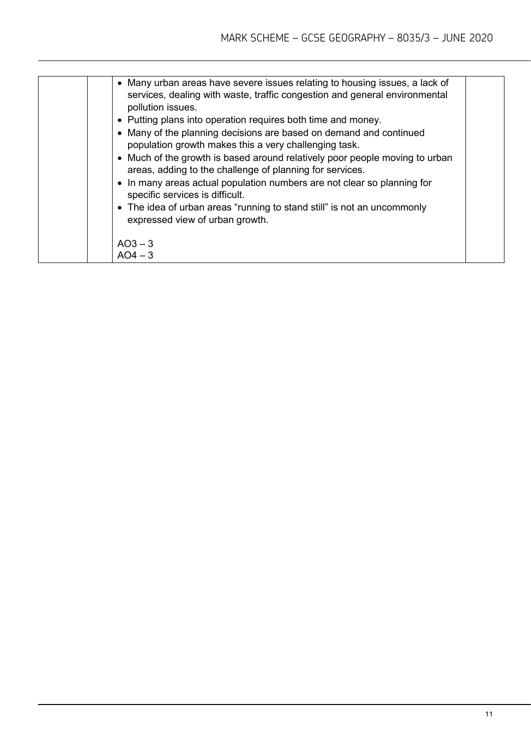| | | | |
|---|---|---|---|
| | | • Many urban areas have severe issues relating to housing issues, a lack of services, dealing with waste, traffic congestion and general environmental pollution issues.<br>• Putting plans into operation requires both time and money.<br>• Many of the planning decisions are based on demand and continued population growth makes this a very challenging task.<br>• Much of the growth is based around relatively poor people moving to urban areas, adding to the challenge of planning for services.<br>• In many areas actual population numbers are not clear so planning for specific services is difficult.<br>• The idea of urban areas "running to stand still" is not an uncommonly expressed view of urban growth.<br><br>AO3 – 3<br>AO4 – 3 | |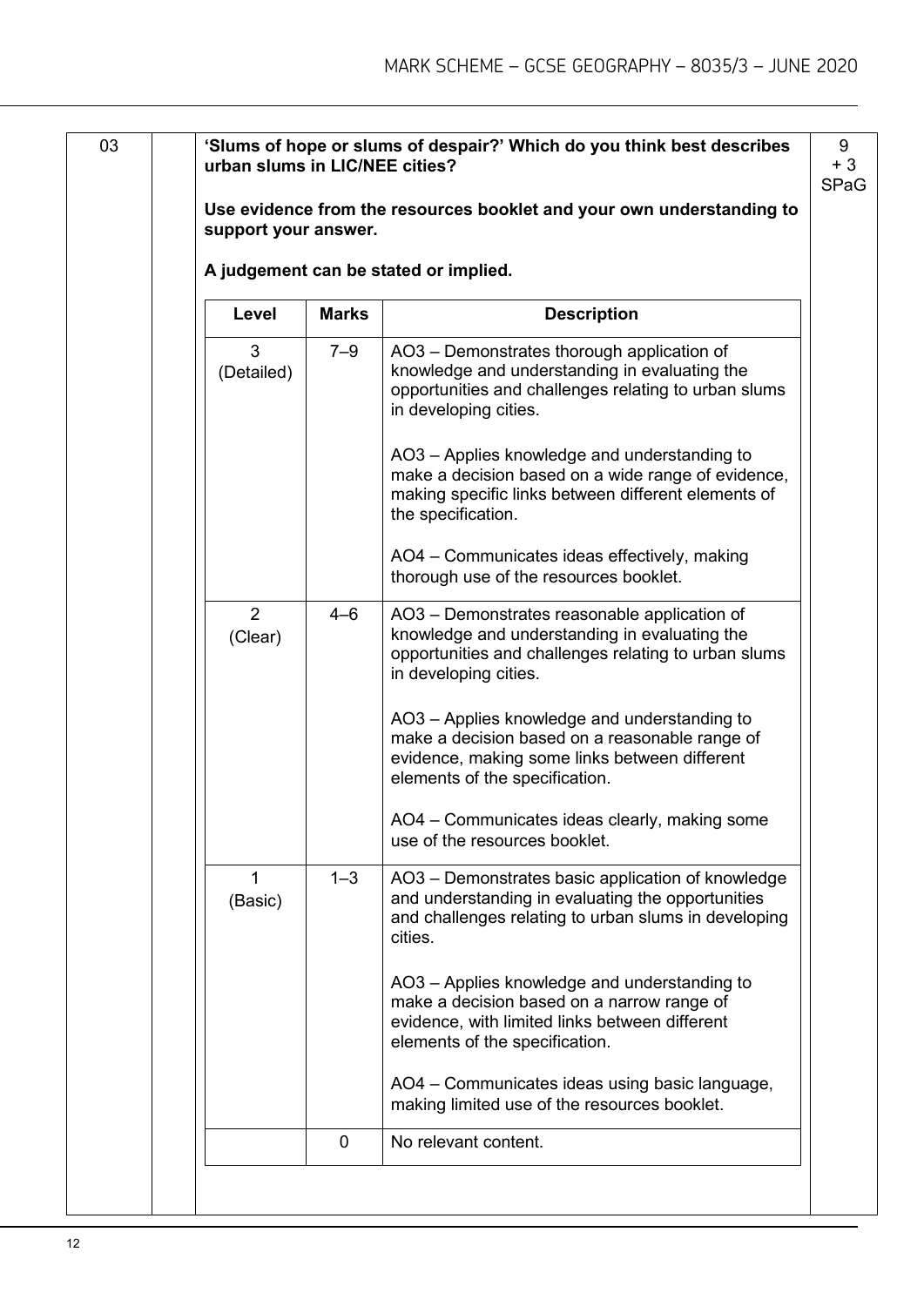| 03 | | **'Slums of hope or slums of despair?' Which do you think best describes urban slums in LIC/NEE cities?**<br><br>**Use evidence from the resources booklet and your own understanding to support your answer.**<br><br>**A judgement can be stated or implied.** | 9 + 3 SPaG |
|---|---|---|---|

| Level | Marks | Description |
|---|---|---|
| 3 (Detailed) | 7–9 | AO3 – Demonstrates thorough application of knowledge and understanding in evaluating the opportunities and challenges relating to urban slums in developing cities.<br><br>AO3 – Applies knowledge and understanding to make a decision based on a wide range of evidence, making specific links between different elements of the specification.<br><br>AO4 – Communicates ideas effectively, making thorough use of the resources booklet. |
| 2 (Clear) | 4–6 | AO3 – Demonstrates reasonable application of knowledge and understanding in evaluating the opportunities and challenges relating to urban slums in developing cities.<br><br>AO3 – Applies knowledge and understanding to make a decision based on a reasonable range of evidence, making some links between different elements of the specification.<br><br>AO4 – Communicates ideas clearly, making some use of the resources booklet. |
| 1 (Basic) | 1–3 | AO3 – Demonstrates basic application of knowledge and understanding in evaluating the opportunities and challenges relating to urban slums in developing cities.<br><br>AO3 – Applies knowledge and understanding to make a decision based on a narrow range of evidence, with limited links between different elements of the specification.<br><br>AO4 – Communicates ideas using basic language, making limited use of the resources booklet. |
| | 0 | No relevant content. |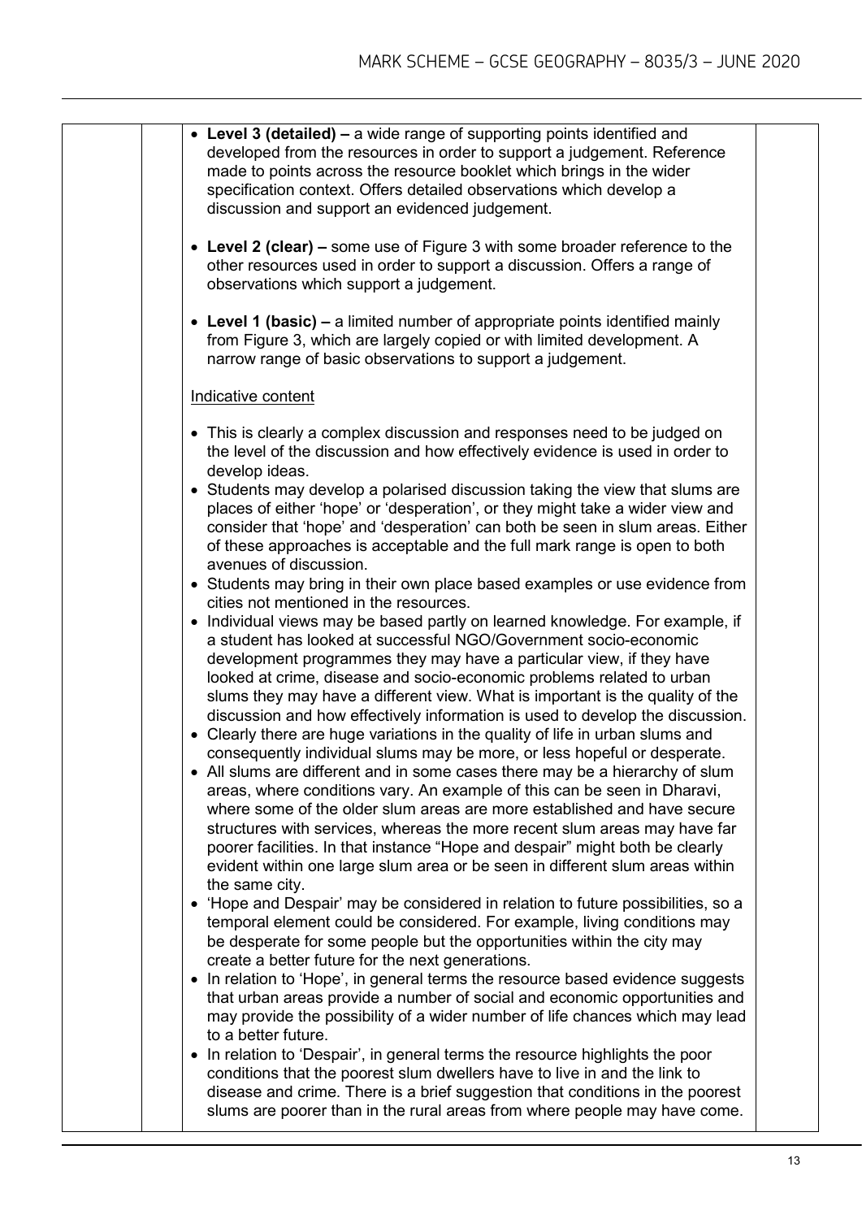- **Level 3 (detailed) –** a wide range of supporting points identified and developed from the resources in order to support a judgement. Reference made to points across the resource booklet which brings in the wider specification context. Offers detailed observations which develop a discussion and support an evidenced judgement.

- **Level 2 (clear) –** some use of Figure 3 with some broader reference to the other resources used in order to support a discussion. Offers a range of observations which support a judgement.

- **Level 1 (basic) –** a limited number of appropriate points identified mainly from Figure 3, which are largely copied or with limited development. A narrow range of basic observations to support a judgement.

Indicative content

- This is clearly a complex discussion and responses need to be judged on the level of the discussion and how effectively evidence is used in order to develop ideas.
- Students may develop a polarised discussion taking the view that slums are places of either 'hope' or 'desperation', or they might take a wider view and consider that 'hope' and 'desperation' can both be seen in slum areas. Either of these approaches is acceptable and the full mark range is open to both avenues of discussion.
- Students may bring in their own place based examples or use evidence from cities not mentioned in the resources.
- Individual views may be based partly on learned knowledge. For example, if a student has looked at successful NGO/Government socio-economic development programmes they may have a particular view, if they have looked at crime, disease and socio-economic problems related to urban slums they may have a different view. What is important is the quality of the discussion and how effectively information is used to develop the discussion.
- Clearly there are huge variations in the quality of life in urban slums and consequently individual slums may be more, or less hopeful or desperate.
- All slums are different and in some cases there may be a hierarchy of slum areas, where conditions vary. An example of this can be seen in Dharavi, where some of the older slum areas are more established and have secure structures with services, whereas the more recent slum areas may have far poorer facilities. In that instance "Hope and despair" might both be clearly evident within one large slum area or be seen in different slum areas within the same city.
- 'Hope and Despair' may be considered in relation to future possibilities, so a temporal element could be considered. For example, living conditions may be desperate for some people but the opportunities within the city may create a better future for the next generations.
- In relation to 'Hope', in general terms the resource based evidence suggests that urban areas provide a number of social and economic opportunities and may provide the possibility of a wider number of life chances which may lead to a better future.
- In relation to 'Despair', in general terms the resource highlights the poor conditions that the poorest slum dwellers have to live in and the link to disease and crime. There is a brief suggestion that conditions in the poorest slums are poorer than in the rural areas from where people may have come.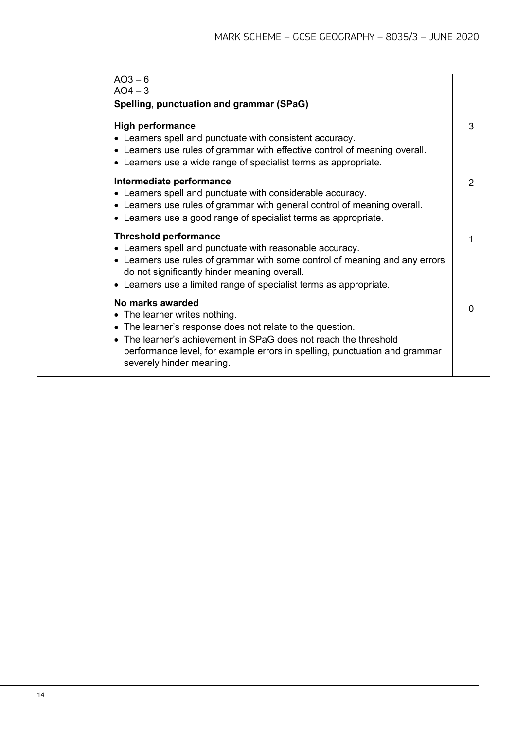| | | | |
|---|---|---|---|
| | | AO3 – 6<br>AO4 – 3 | |
| | | **Spelling, punctuation and grammar (SPaG)** | |
| | | **High performance**<br>• Learners spell and punctuate with consistent accuracy.<br>• Learners use rules of grammar with effective control of meaning overall.<br>• Learners use a wide range of specialist terms as appropriate. | 3 |
| | | **Intermediate performance**<br>• Learners spell and punctuate with considerable accuracy.<br>• Learners use rules of grammar with general control of meaning overall.<br>• Learners use a good range of specialist terms as appropriate. | 2 |
| | | **Threshold performance**<br>• Learners spell and punctuate with reasonable accuracy.<br>• Learners use rules of grammar with some control of meaning and any errors do not significantly hinder meaning overall.<br>• Learners use a limited range of specialist terms as appropriate. | 1 |
| | | **No marks awarded**<br>• The learner writes nothing.<br>• The learner's response does not relate to the question.<br>• The learner's achievement in SPaG does not reach the threshold performance level, for example errors in spelling, punctuation and grammar severely hinder meaning. | 0 |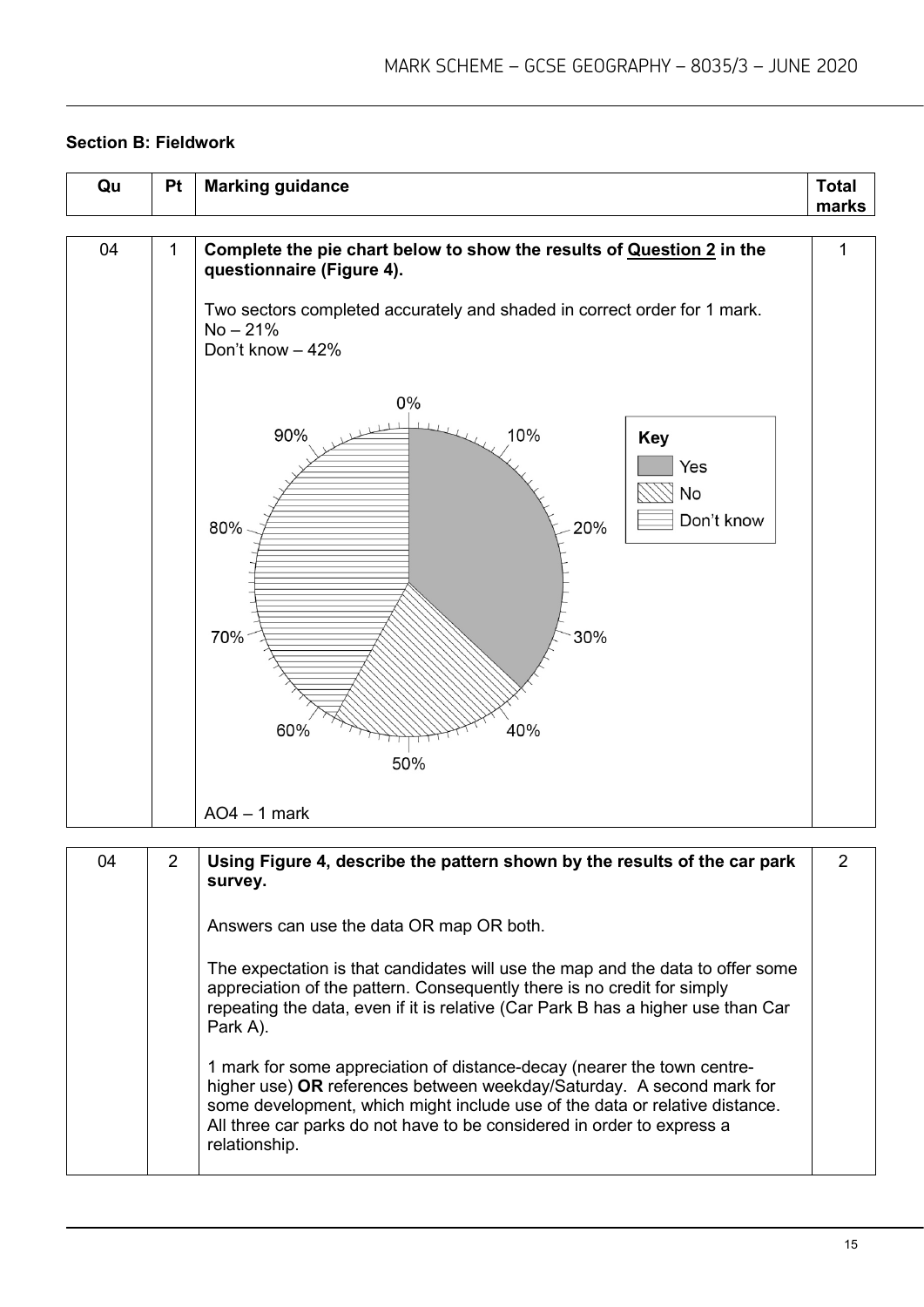## Section B: Fieldwork

| Qu | Pt | Marking guidance | Total marks |
|---|---|---|---|
| 04 | 1 | **Complete the pie chart below to show the results of <u>Question 2</u> in the questionnaire (Figure 4).**<br><br>Two sectors completed accurately and shaded in correct order for 1 mark.<br>No – 21%<br>Don't know – 42%<br><br>Key: Yes, No, Don't know<br><br>AO4 – 1 mark | 1 |
| 04 | 2 | **Using Figure 4, describe the pattern shown by the results of the car park survey.**<br><br>Answers can use the data OR map OR both.<br><br>The expectation is that candidates will use the map and the data to offer some appreciation of the pattern. Consequently there is no credit for simply repeating the data, even if it is relative (Car Park B has a higher use than Car Park A).<br><br>1 mark for some appreciation of distance-decay (nearer the town centre-higher use) **OR** references between weekday/Saturday. A second mark for some development, which might include use of the data or relative distance. All three car parks do not have to be considered in order to express a relationship. | 2 |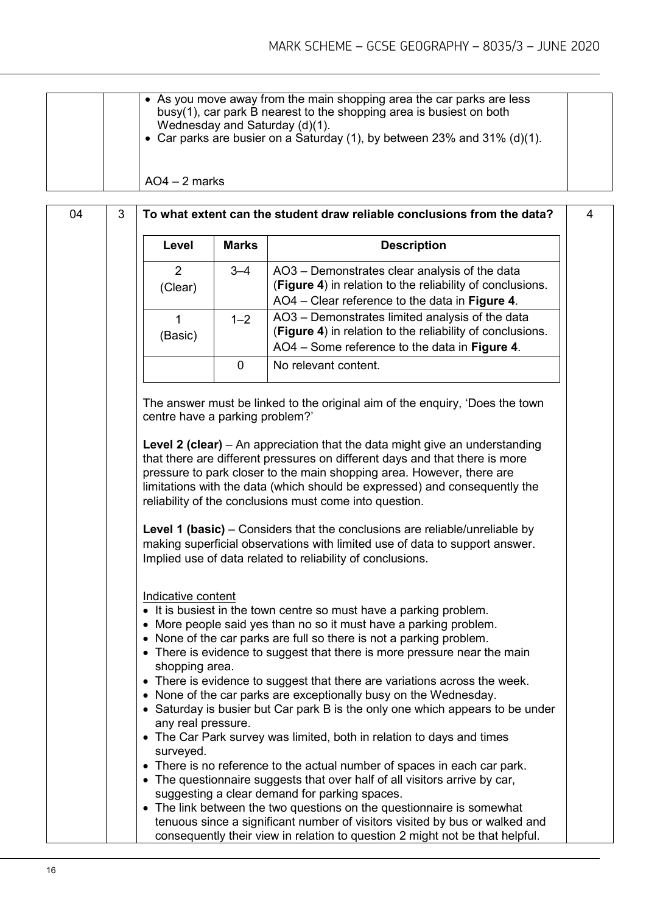| | | | |
|---|---|---|---|
| | | • As you move away from the main shopping area the car parks are less busy(1), car park B nearest to the shopping area is busiest on both Wednesday and Saturday (d)(1).<br>• Car parks are busier on a Saturday (1), by between 23% and 31% (d)(1).<br><br>AO4 – 2 marks | |

| | | | |
|---|---|---|---|
| 04 | 3 | **To what extent can the student draw reliable conclusions from the data?** | 4 |

| Level | Marks | Description |
|---|---|---|
| 2 (Clear) | 3–4 | AO3 – Demonstrates clear analysis of the data (**Figure 4**) in relation to the reliability of conclusions.<br>AO4 – Clear reference to the data in **Figure 4**. |
| 1 (Basic) | 1–2 | AO3 – Demonstrates limited analysis of the data (**Figure 4**) in relation to the reliability of conclusions.<br>AO4 – Some reference to the data in **Figure 4**. |
| | 0 | No relevant content. |

The answer must be linked to the original aim of the enquiry, 'Does the town centre have a parking problem?'

**Level 2 (clear)** – An appreciation that the data might give an understanding that there are different pressures on different days and that there is more pressure to park closer to the main shopping area. However, there are limitations with the data (which should be expressed) and consequently the reliability of the conclusions must come into question.

**Level 1 (basic)** – Considers that the conclusions are reliable/unreliable by making superficial observations with limited use of data to support answer. Implied use of data related to reliability of conclusions.

Indicative content

- It is busiest in the town centre so must have a parking problem.
- More people said yes than no so it must have a parking problem.
- None of the car parks are full so there is not a parking problem.
- There is evidence to suggest that there is more pressure near the main shopping area.
- There is evidence to suggest that there are variations across the week.
- None of the car parks are exceptionally busy on the Wednesday.
- Saturday is busier but Car park B is the only one which appears to be under any real pressure.
- The Car Park survey was limited, both in relation to days and times surveyed.
- There is no reference to the actual number of spaces in each car park.
- The questionnaire suggests that over half of all visitors arrive by car, suggesting a clear demand for parking spaces.
- The link between the two questions on the questionnaire is somewhat tenuous since a significant number of visitors visited by bus or walked and consequently their view in relation to question 2 might not be that helpful.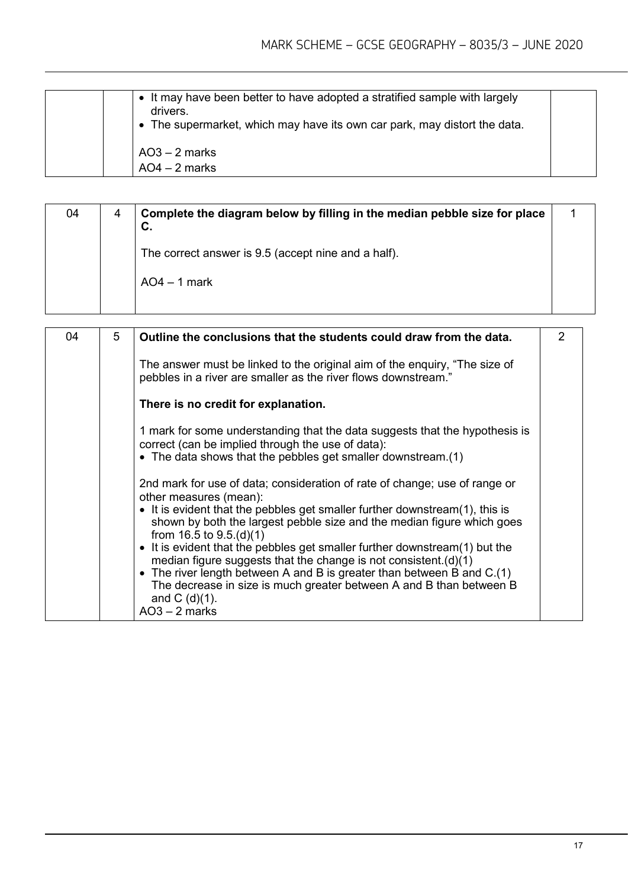| | | | |
|---|---|---|---|
| | | • It may have been better to have adopted a stratified sample with largely drivers.<br>• The supermarket, which may have its own car park, may distort the data.<br><br>AO3 – 2 marks<br>AO4 – 2 marks | |

| | | | |
|---|---|---|---|
| 04 | 4 | **Complete the diagram below by filling in the median pebble size for place C.**<br><br>The correct answer is 9.5 (accept nine and a half).<br><br>AO4 – 1 mark | 1 |

| | | | |
|---|---|---|---|
| 04 | 5 | **Outline the conclusions that the students could draw from the data.**<br><br>The answer must be linked to the original aim of the enquiry, "The size of pebbles in a river are smaller as the river flows downstream."<br><br>**There is no credit for explanation.**<br><br>1 mark for some understanding that the data suggests that the hypothesis is correct (can be implied through the use of data):<br>• The data shows that the pebbles get smaller downstream.(1)<br><br>2nd mark for use of data; consideration of rate of change; use of range or other measures (mean):<br>• It is evident that the pebbles get smaller further downstream(1), this is shown by both the largest pebble size and the median figure which goes from 16.5 to 9.5.(d)(1)<br>• It is evident that the pebbles get smaller further downstream(1) but the median figure suggests that the change is not consistent.(d)(1)<br>• The river length between A and B is greater than between B and C.(1) The decrease in size is much greater between A and B than between B and C (d)(1).<br>AO3 – 2 marks | 2 |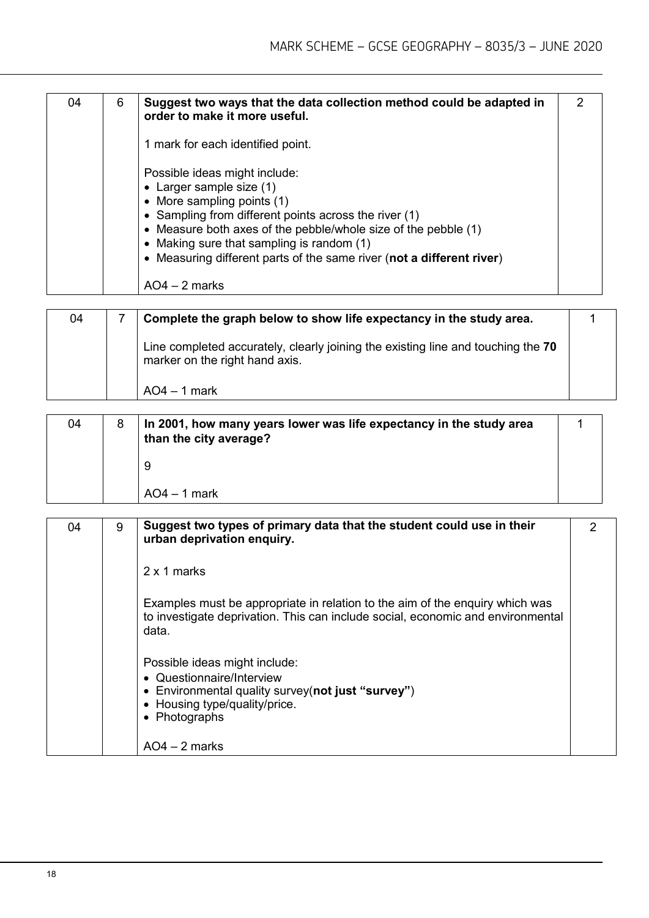| | | | |
|---|---|---|---|
| 04 | 6 | **Suggest two ways that the data collection method could be adapted in order to make it more useful.**<br><br>1 mark for each identified point.<br><br>Possible ideas might include:<br>• Larger sample size (1)<br>• More sampling points (1)<br>• Sampling from different points across the river (1)<br>• Measure both axes of the pebble/whole size of the pebble (1)<br>• Making sure that sampling is random (1)<br>• Measuring different parts of the same river (**not a different river**)<br><br>AO4 – 2 marks | 2 |

| | | | |
|---|---|---|---|
| 04 | 7 | **Complete the graph below to show life expectancy in the study area.**<br><br>Line completed accurately, clearly joining the existing line and touching the **70** marker on the right hand axis.<br><br>AO4 – 1 mark | 1 |

| | | | |
|---|---|---|---|
| 04 | 8 | **In 2001, how many years lower was life expectancy in the study area than the city average?**<br><br>9<br><br>AO4 – 1 mark | 1 |

| | | | |
|---|---|---|---|
| 04 | 9 | **Suggest two types of primary data that the student could use in their urban deprivation enquiry.**<br><br>2 x 1 marks<br><br>Examples must be appropriate in relation to the aim of the enquiry which was to investigate deprivation. This can include social, economic and environmental data.<br><br>Possible ideas might include:<br>• Questionnaire/Interview<br>• Environmental quality survey(**not just "survey"**)<br>• Housing type/quality/price.<br>• Photographs<br><br>AO4 – 2 marks | 2 |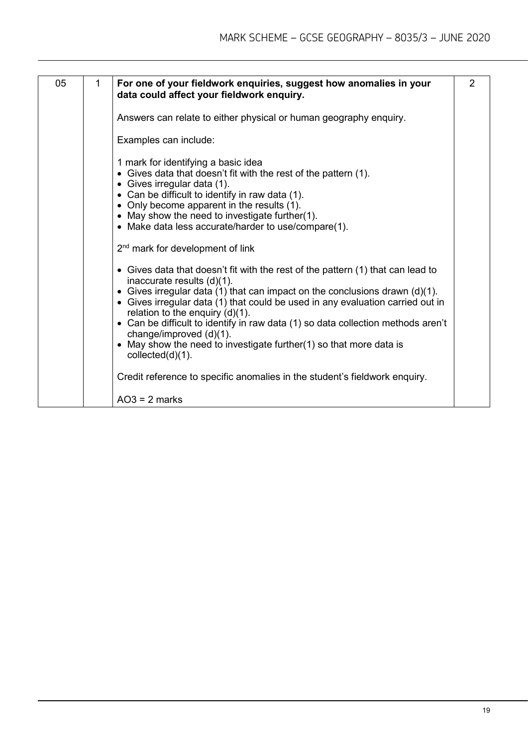| 05 | 1 | **For one of your fieldwork enquiries, suggest how anomalies in your data could affect your fieldwork enquiry.**<br><br>Answers can relate to either physical or human geography enquiry.<br><br>Examples can include:<br><br>1 mark for identifying a basic idea<br>• Gives data that doesn't fit with the rest of the pattern (1).<br>• Gives irregular data (1).<br>• Can be difficult to identify in raw data (1).<br>• Only become apparent in the results (1).<br>• May show the need to investigate further(1).<br>• Make data less accurate/harder to use/compare(1).<br><br>2nd mark for development of link<br><br>• Gives data that doesn't fit with the rest of the pattern (1) that can lead to inaccurate results (d)(1).<br>• Gives irregular data (1) that can impact on the conclusions drawn (d)(1).<br>• Gives irregular data (1) that could be used in any evaluation carried out in relation to the enquiry (d)(1).<br>• Can be difficult to identify in raw data (1) so data collection methods aren't change/improved (d)(1).<br>• May show the need to investigate further(1) so that more data is collected(d)(1).<br><br>Credit reference to specific anomalies in the student's fieldwork enquiry.<br><br>AO3 = 2 marks | 2 |
|---|---|---|---|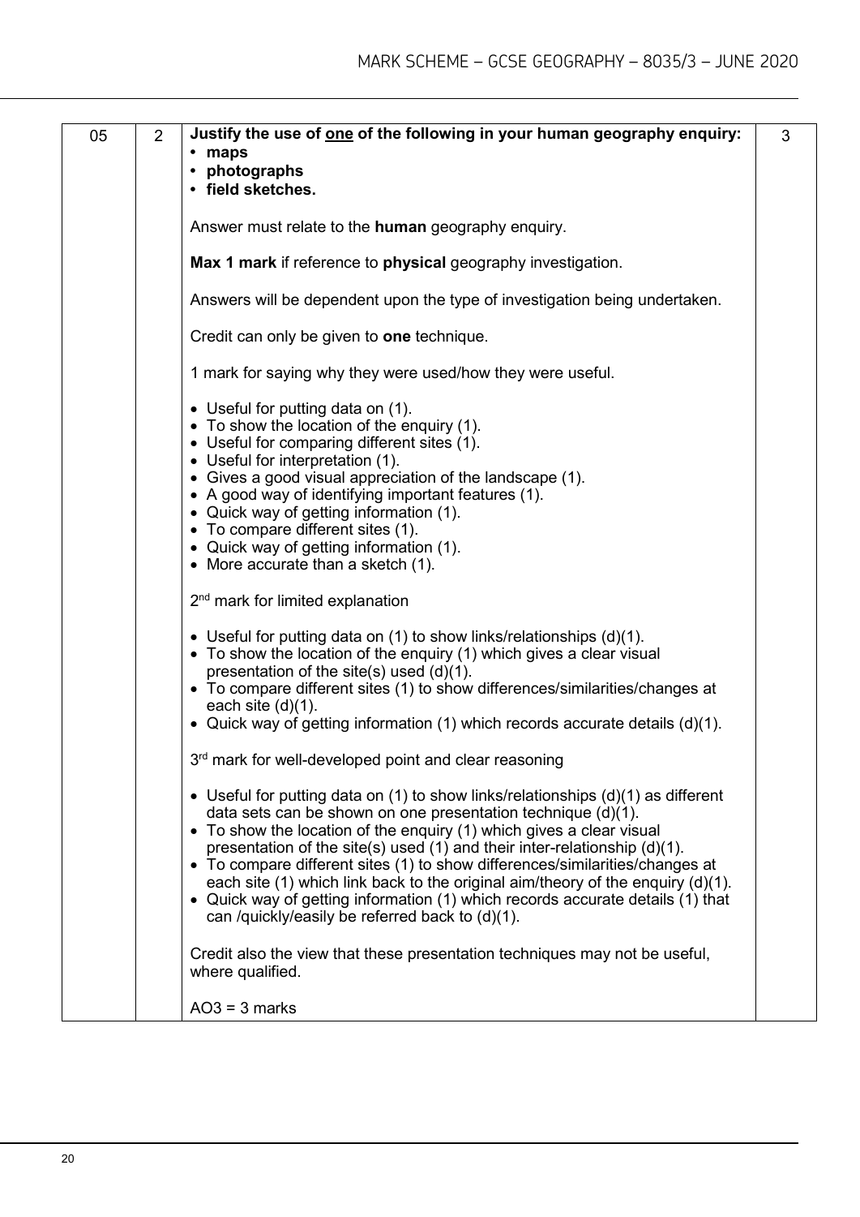| | | | |
|---|---|---|---|
| 05 | 2 | **Justify the use of one of the following in your human geography enquiry:**<br>**• maps**<br>**• photographs**<br>**• field sketches.**<br><br>Answer must relate to the **human** geography enquiry.<br><br>**Max 1 mark** if reference to **physical** geography investigation.<br><br>Answers will be dependent upon the type of investigation being undertaken.<br><br>Credit can only be given to **one** technique.<br><br>1 mark for saying why they were used/how they were useful.<br><br>• Useful for putting data on (1).<br>• To show the location of the enquiry (1).<br>• Useful for comparing different sites (1).<br>• Useful for interpretation (1).<br>• Gives a good visual appreciation of the landscape (1).<br>• A good way of identifying important features (1).<br>• Quick way of getting information (1).<br>• To compare different sites (1).<br>• Quick way of getting information (1).<br>• More accurate than a sketch (1).<br><br>2nd mark for limited explanation<br><br>• Useful for putting data on (1) to show links/relationships (d)(1).<br>• To show the location of the enquiry (1) which gives a clear visual presentation of the site(s) used (d)(1).<br>• To compare different sites (1) to show differences/similarities/changes at each site (d)(1).<br>• Quick way of getting information (1) which records accurate details (d)(1).<br><br>3rd mark for well-developed point and clear reasoning<br><br>• Useful for putting data on (1) to show links/relationships (d)(1) as different data sets can be shown on one presentation technique (d)(1).<br>• To show the location of the enquiry (1) which gives a clear visual presentation of the site(s) used (1) and their inter-relationship (d)(1).<br>• To compare different sites (1) to show differences/similarities/changes at each site (1) which link back to the original aim/theory of the enquiry (d)(1).<br>• Quick way of getting information (1) which records accurate details (1) that can /quickly/easily be referred back to (d)(1).<br><br>Credit also the view that these presentation techniques may not be useful, where qualified.<br><br>AO3 = 3 marks | 3 |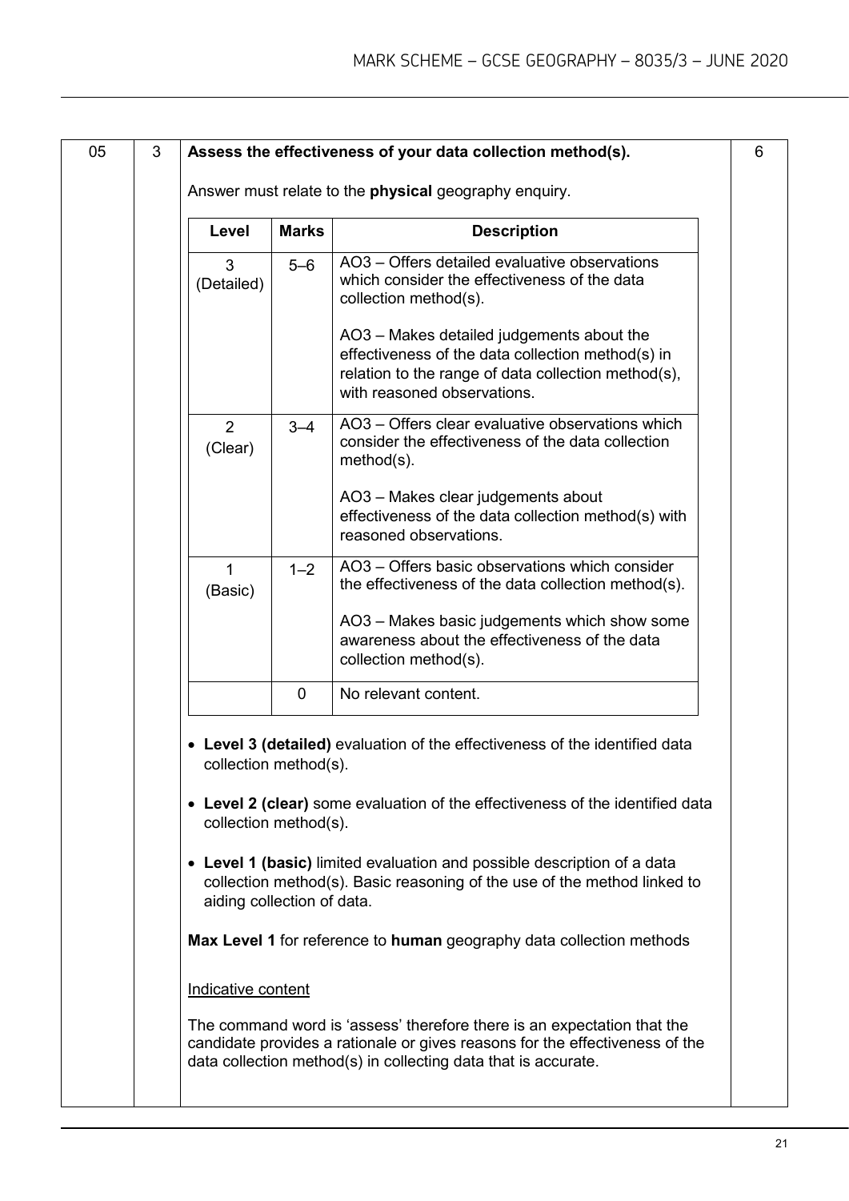| 05 | 3 | **Assess the effectiveness of your data collection method(s).** | 6 |
|---|---|---|---|

Answer must relate to the **physical** geography enquiry.

| Level | Marks | Description |
|---|---|---|
| 3 (Detailed) | 5–6 | AO3 – Offers detailed evaluative observations which consider the effectiveness of the data collection method(s).<br><br>AO3 – Makes detailed judgements about the effectiveness of the data collection method(s) in relation to the range of data collection method(s), with reasoned observations. |
| 2 (Clear) | 3–4 | AO3 – Offers clear evaluative observations which consider the effectiveness of the data collection method(s).<br><br>AO3 – Makes clear judgements about effectiveness of the data collection method(s) with reasoned observations. |
| 1 (Basic) | 1–2 | AO3 – Offers basic observations which consider the effectiveness of the data collection method(s).<br><br>AO3 – Makes basic judgements which show some awareness about the effectiveness of the data collection method(s). |
| | 0 | No relevant content. |

- **Level 3 (detailed)** evaluation of the effectiveness of the identified data collection method(s).
- **Level 2 (clear)** some evaluation of the effectiveness of the identified data collection method(s).
- **Level 1 (basic)** limited evaluation and possible description of a data collection method(s). Basic reasoning of the use of the method linked to aiding collection of data.

**Max Level 1** for reference to **human** geography data collection methods

Indicative content

The command word is 'assess' therefore there is an expectation that the candidate provides a rationale or gives reasons for the effectiveness of the data collection method(s) in collecting data that is accurate.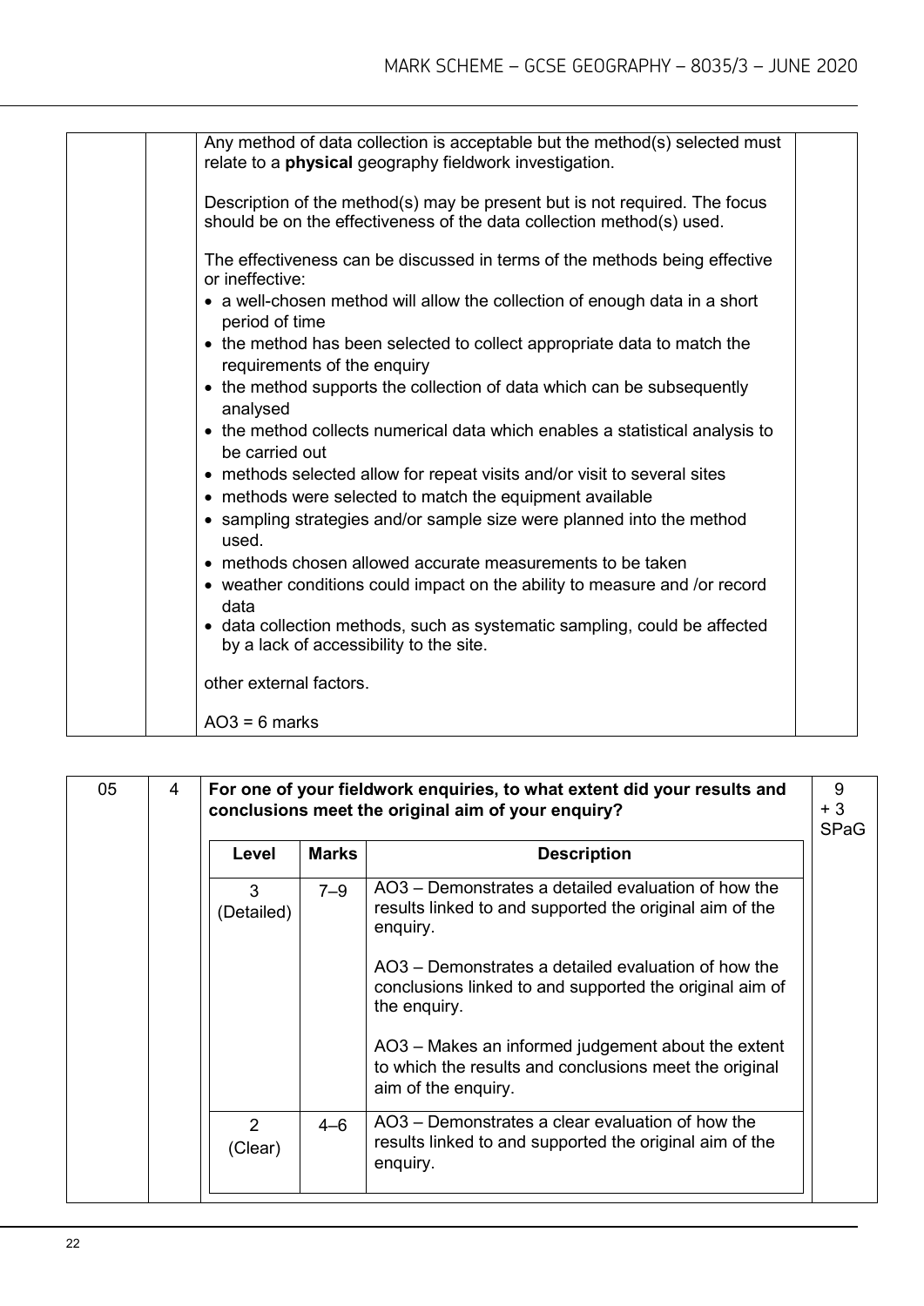| | | | |
|---|---|---|---|
| | | Any method of data collection is acceptable but the method(s) selected must relate to a **physical** geography fieldwork investigation.<br><br>Description of the method(s) may be present but is not required. The focus should be on the effectiveness of the data collection method(s) used.<br><br>The effectiveness can be discussed in terms of the methods being effective or ineffective:<br>• a well-chosen method will allow the collection of enough data in a short period of time<br>• the method has been selected to collect appropriate data to match the requirements of the enquiry<br>• the method supports the collection of data which can be subsequently analysed<br>• the method collects numerical data which enables a statistical analysis to be carried out<br>• methods selected allow for repeat visits and/or visit to several sites<br>• methods were selected to match the equipment available<br>• sampling strategies and/or sample size were planned into the method used.<br>• methods chosen allowed accurate measurements to be taken<br>• weather conditions could impact on the ability to measure and /or record data<br>• data collection methods, such as systematic sampling, could be affected by a lack of accessibility to the site.<br><br>other external factors.<br><br>AO3 = 6 marks | |

| 05 | 4 | **For one of your fieldwork enquiries, to what extent did your results and conclusions meet the original aim of your enquiry?** | 9 + 3 SPaG |
|---|---|---|---|

| Level | Marks | Description |
|---|---|---|
| 3 (Detailed) | 7–9 | AO3 – Demonstrates a detailed evaluation of how the results linked to and supported the original aim of the enquiry.<br><br>AO3 – Demonstrates a detailed evaluation of how the conclusions linked to and supported the original aim of the enquiry.<br><br>AO3 – Makes an informed judgement about the extent to which the results and conclusions meet the original aim of the enquiry. |
| 2 (Clear) | 4–6 | AO3 – Demonstrates a clear evaluation of how the results linked to and supported the original aim of the enquiry. |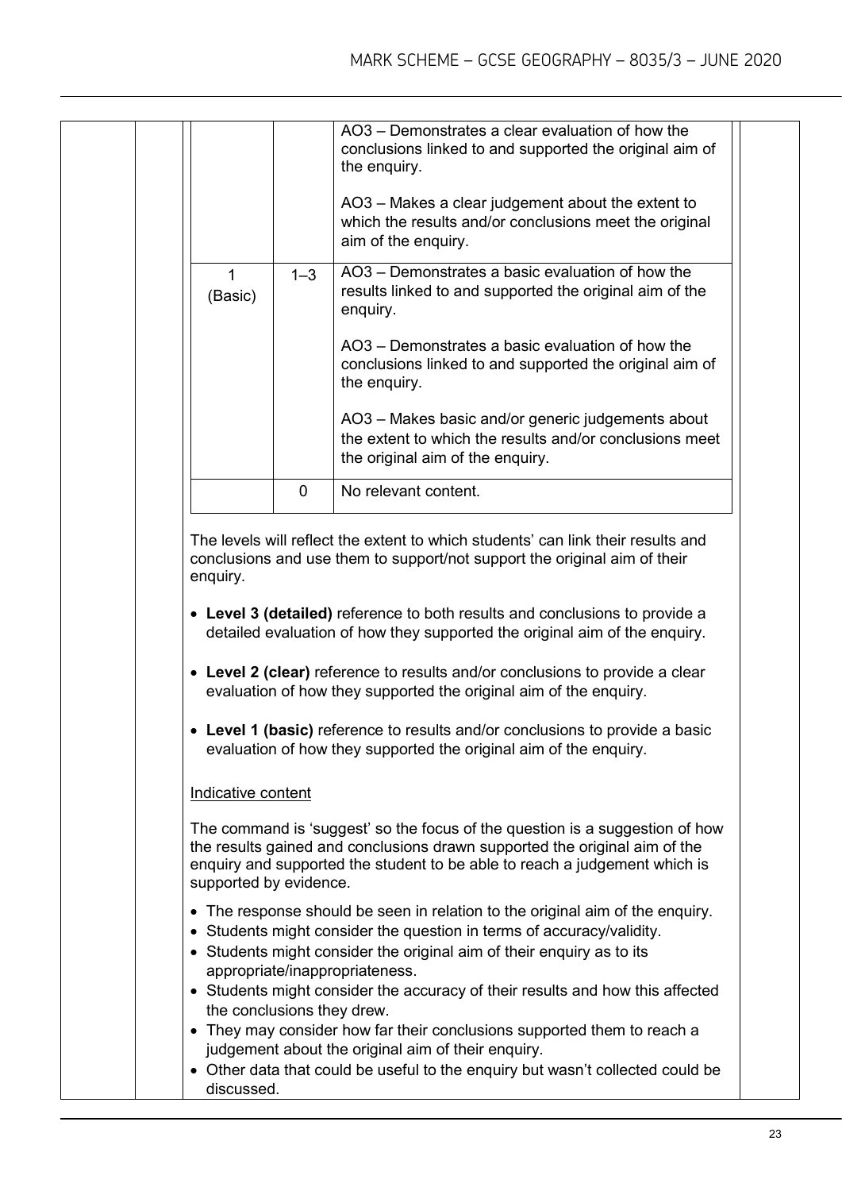| Level | Marks | Description |
|---|---|---|
| | | AO3 – Demonstrates a clear evaluation of how the conclusions linked to and supported the original aim of the enquiry.<br><br>AO3 – Makes a clear judgement about the extent to which the results and/or conclusions meet the original aim of the enquiry. |
| 1 (Basic) | 1–3 | AO3 – Demonstrates a basic evaluation of how the results linked to and supported the original aim of the enquiry.<br><br>AO3 – Demonstrates a basic evaluation of how the conclusions linked to and supported the original aim of the enquiry.<br><br>AO3 – Makes basic and/or generic judgements about the extent to which the results and/or conclusions meet the original aim of the enquiry. |
| | 0 | No relevant content. |

The levels will reflect the extent to which students' can link their results and conclusions and use them to support/not support the original aim of their enquiry.

- **Level 3 (detailed)** reference to both results and conclusions to provide a detailed evaluation of how they supported the original aim of the enquiry.
- **Level 2 (clear)** reference to results and/or conclusions to provide a clear evaluation of how they supported the original aim of the enquiry.
- **Level 1 (basic)** reference to results and/or conclusions to provide a basic evaluation of how they supported the original aim of the enquiry.

<u>Indicative content</u>

The command is 'suggest' so the focus of the question is a suggestion of how the results gained and conclusions drawn supported the original aim of the enquiry and supported the student to be able to reach a judgement which is supported by evidence.

- The response should be seen in relation to the original aim of the enquiry.
- Students might consider the question in terms of accuracy/validity.
- Students might consider the original aim of their enquiry as to its appropriate/inappropriateness.
- Students might consider the accuracy of their results and how this affected the conclusions they drew.
- They may consider how far their conclusions supported them to reach a judgement about the original aim of their enquiry.
- Other data that could be useful to the enquiry but wasn't collected could be discussed.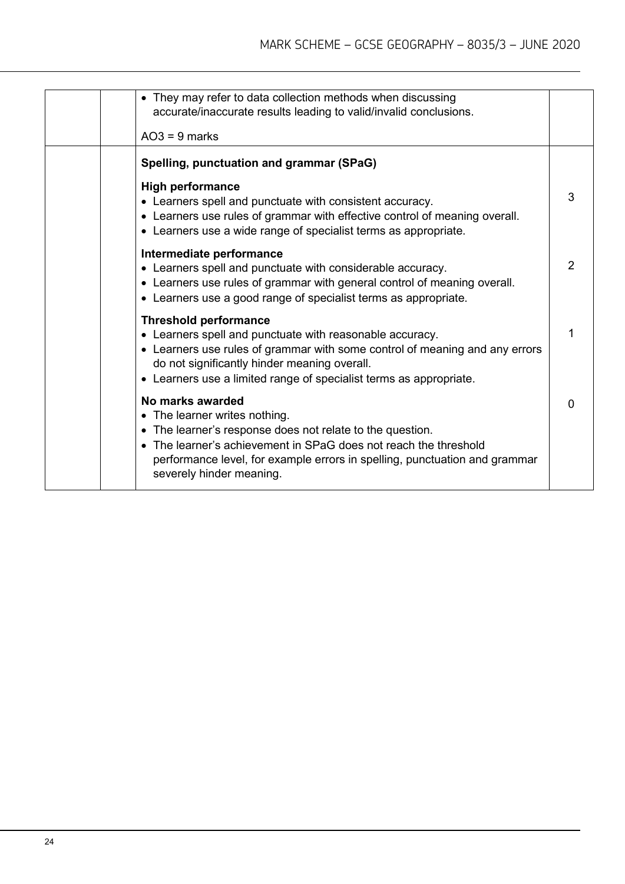| | | | |
|---|---|---|---|
| | | • They may refer to data collection methods when discussing accurate/inaccurate results leading to valid/invalid conclusions.<br><br>AO3 = 9 marks | |
| | | **Spelling, punctuation and grammar (SPaG)**<br><br>**High performance**<br>• Learners spell and punctuate with consistent accuracy.<br>• Learners use rules of grammar with effective control of meaning overall.<br>• Learners use a wide range of specialist terms as appropriate. | 3 |
| | | **Intermediate performance**<br>• Learners spell and punctuate with considerable accuracy.<br>• Learners use rules of grammar with general control of meaning overall.<br>• Learners use a good range of specialist terms as appropriate. | 2 |
| | | **Threshold performance**<br>• Learners spell and punctuate with reasonable accuracy.<br>• Learners use rules of grammar with some control of meaning and any errors do not significantly hinder meaning overall.<br>• Learners use a limited range of specialist terms as appropriate. | 1 |
| | | **No marks awarded**<br>• The learner writes nothing.<br>• The learner's response does not relate to the question.<br>• The learner's achievement in SPaG does not reach the threshold performance level, for example errors in spelling, punctuation and grammar severely hinder meaning. | 0 |